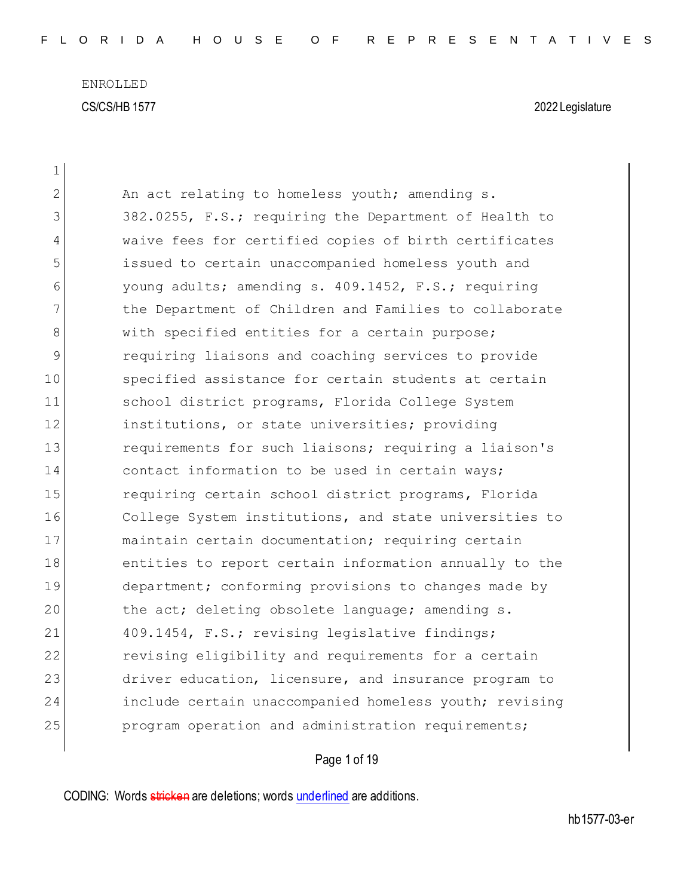ENROLLED

CS/CS/HB 1577 2022 Legislature

An act relating to homeless youth; amending s. 382.0255, F.S.; requiring the Department of Health to waive fees for certified copies of birth certificates issued to certain unaccompanied homeless youth and young adults; amending s. 409.1452, F.S.; requiring the Department of Children and Families to collaborate with specified entities for a certain purpose; requiring liaisons and coaching services to provide specified assistance for certain students at certain school district programs, Florida College System institutions, or state universities; providing requirements for such liaisons; requiring a liaison's contact information to be used in certain ways; requiring certain school district programs, Florida College System institutions, and state universities to maintain certain documentation; requiring certain entities to report certain information annually to the department; conforming provisions to changes made by the act; deleting obsolete language; amending s. 409.1454, F.S.; revising legislative findings; revising eligibility and requirements for a certain driver education, licensure, and insurance program to include certain unaccompanied homeless youth; revising program operation and administration requirements;

CODING: Words stricken are deletions; words underlined are additions.

hb1577-03-er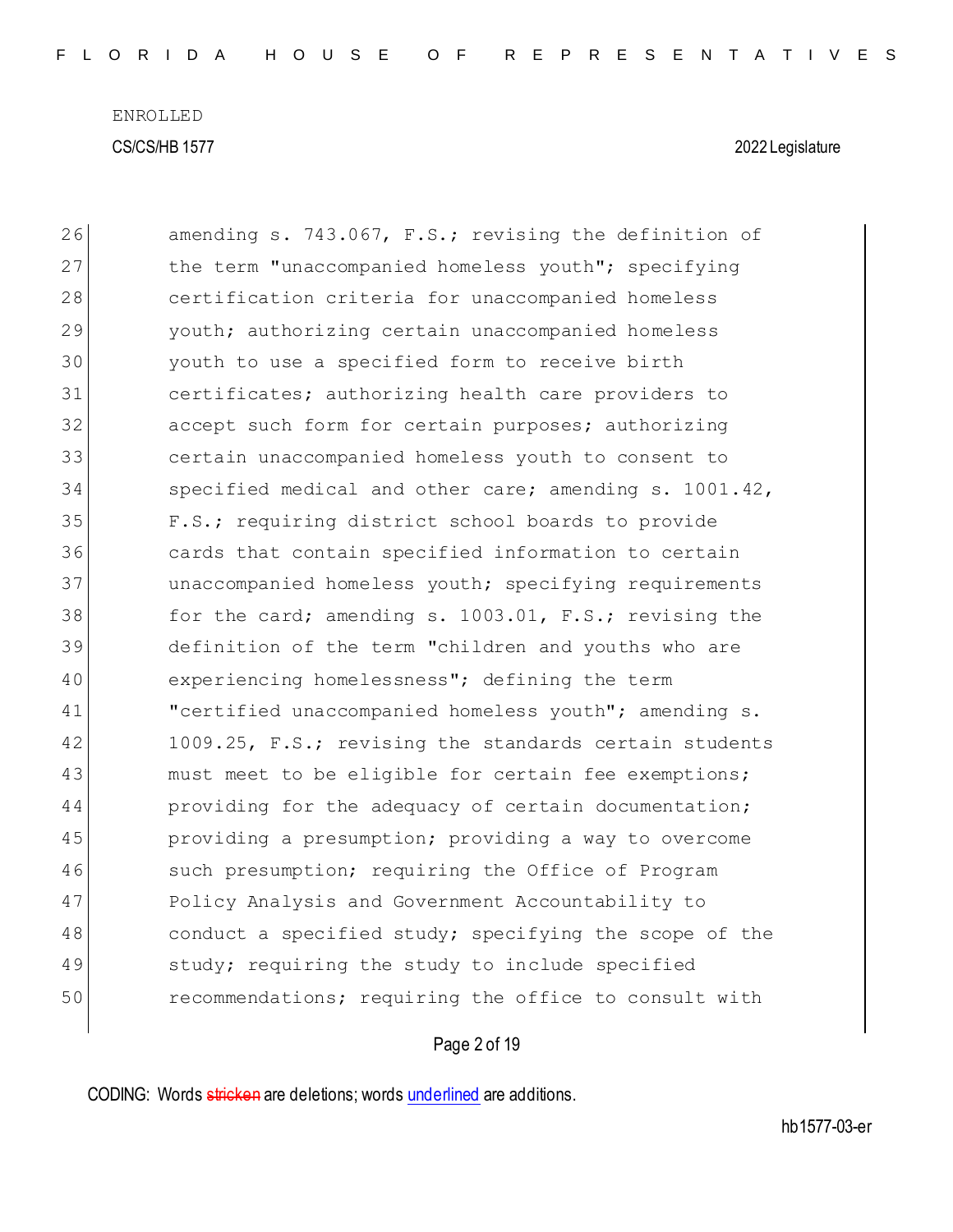ENROLLED

CS/CS/HB 1577 2022 Legislature

26 amending s. 743.067, F.S.; revising the definition of
27 the term "unaccompanied homeless youth"; specifying
28 certification criteria for unaccompanied homeless
29 youth; authorizing certain unaccompanied homeless
30 youth to use a specified form to receive birth
31 certificates; authorizing health care providers to
32 accept such form for certain purposes; authorizing
33 certain unaccompanied homeless youth to consent to
34 specified medical and other care; amending s. 1001.42,
35 F.S.; requiring district school boards to provide
36 cards that contain specified information to certain
37 unaccompanied homeless youth; specifying requirements
38 for the card; amending s. 1003.01, F.S.; revising the
39 definition of the term "children and youths who are
40 experiencing homelessness"; defining the term
41 "certified unaccompanied homeless youth"; amending s.
42 1009.25, F.S.; revising the standards certain students
43 must meet to be eligible for certain fee exemptions;
44 providing for the adequacy of certain documentation;
45 providing a presumption; providing a way to overcome
46 such presumption; requiring the Office of Program
47 Policy Analysis and Government Accountability to
48 conduct a specified study; specifying the scope of the
49 study; requiring the study to include specified
50 recommendations; requiring the office to consult with

CODING: Words stricken are deletions; words underlined are additions.

hb1577-03-er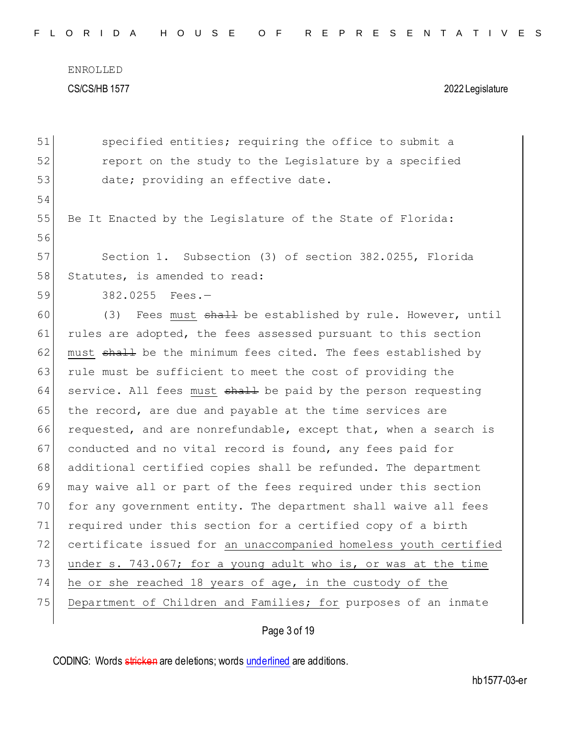specified entities; requiring the office to submit a report on the study to the Legislature by a specified date; providing an effective date.

Be It Enacted by the Legislature of the State of Florida:

Section 1. Subsection (3) of section 382.0255, Florida Statutes, is amended to read:

382.0255 Fees.—

(3) Fees <u>must</u> ~~shall~~ be established by rule. However, until rules are adopted, the fees assessed pursuant to this section <u>must</u> ~~shall~~ be the minimum fees cited. The fees established by rule must be sufficient to meet the cost of providing the service. All fees <u>must</u> ~~shall~~ be paid by the person requesting the record, are due and payable at the time services are requested, and are nonrefundable, except that, when a search is conducted and no vital record is found, any fees paid for additional certified copies shall be refunded. The department may waive all or part of the fees required under this section for any government entity. The department shall waive all fees required under this section for a certified copy of a birth certificate issued for <u>an unaccompanied homeless youth certified under s. 743.067; for a young adult who is, or was at the time he or she reached 18 years of age, in the custody of the Department of Children and Families; for</u> purposes of an inmate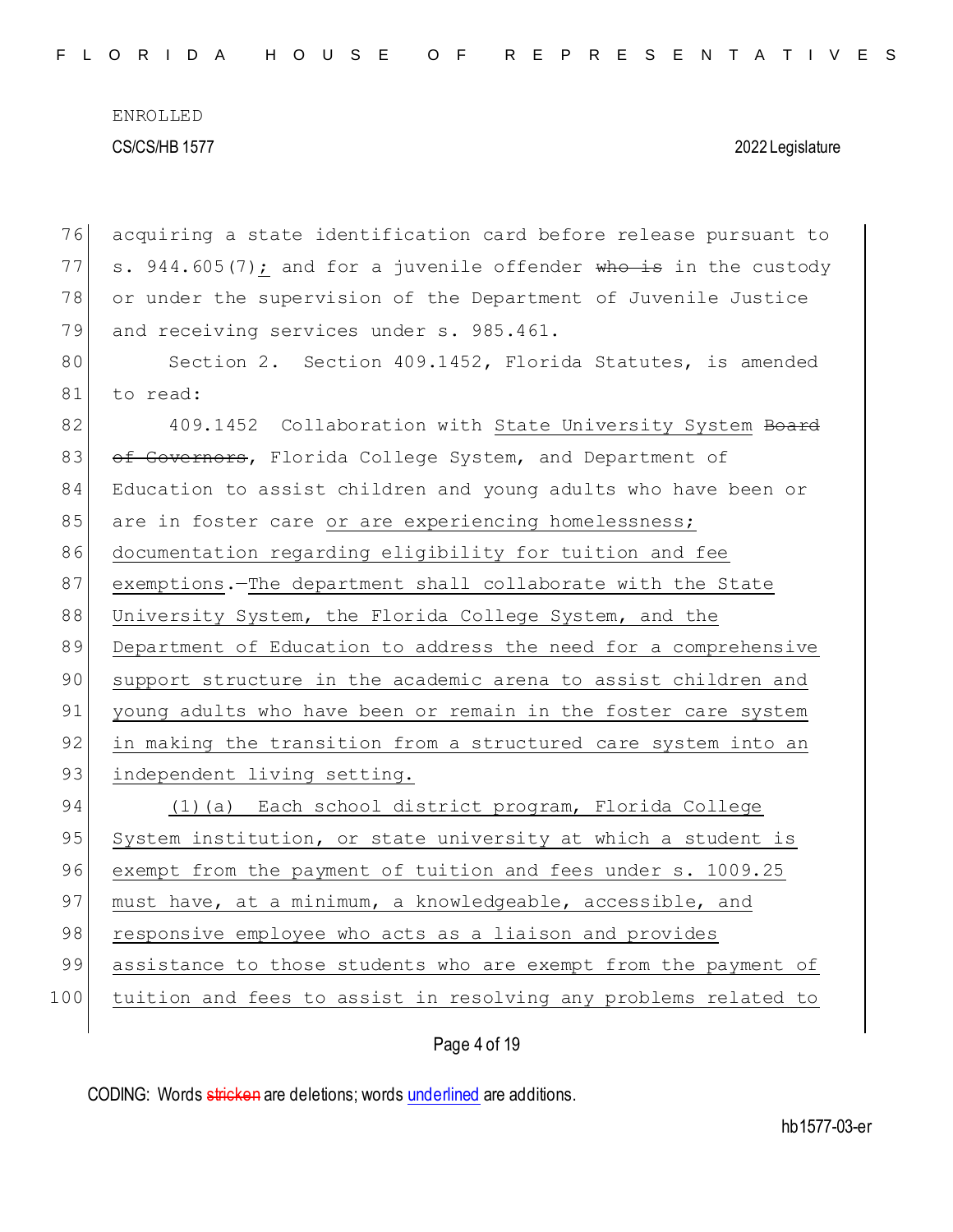ENROLLED

CS/CS/HB 1577 2022 Legislature

76 acquiring a state identification card before release pursuant to
77 s. 944.605(7); and for a juvenile offender ~~who is~~ in the custody
78 or under the supervision of the Department of Juvenile Justice
79 and receiving services under s. 985.461.

80 Section 2. Section 409.1452, Florida Statutes, is amended
81 to read:

82 409.1452 Collaboration with State University System ~~Board~~
83 ~~of Governors~~, Florida College System, and Department of
84 Education to assist children and young adults who have been or
85 are in foster care or are experiencing homelessness;
86 documentation regarding eligibility for tuition and fee
87 exemptions.—The department shall collaborate with the State
88 University System, the Florida College System, and the
89 Department of Education to address the need for a comprehensive
90 support structure in the academic arena to assist children and
91 young adults who have been or remain in the foster care system
92 in making the transition from a structured care system into an
93 independent living setting.

94 (1)(a) Each school district program, Florida College
95 System institution, or state university at which a student is
96 exempt from the payment of tuition and fees under s. 1009.25
97 must have, at a minimum, a knowledgeable, accessible, and
98 responsive employee who acts as a liaison and provides
99 assistance to those students who are exempt from the payment of
100 tuition and fees to assist in resolving any problems related to

CODING: Words ~~stricken~~ are deletions; words underlined are additions.

hb1577-03-er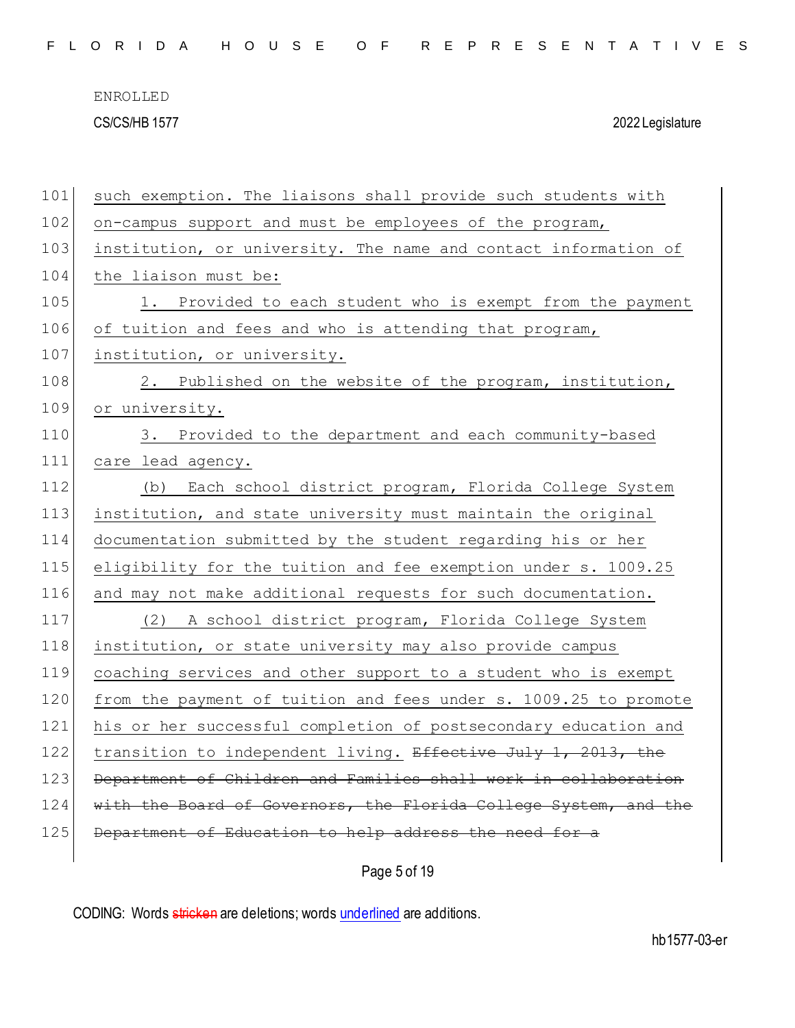such exemption. The liaisons shall provide such students with on-campus support and must be employees of the program, institution, or university. The name and contact information of the liaison must be:

1. Provided to each student who is exempt from the payment of tuition and fees and who is attending that program, institution, or university.

2. Published on the website of the program, institution, or university.

3. Provided to the department and each community-based care lead agency.

(b) Each school district program, Florida College System institution, and state university must maintain the original documentation submitted by the student regarding his or her eligibility for the tuition and fee exemption under s. 1009.25 and may not make additional requests for such documentation.

(2) A school district program, Florida College System institution, or state university may also provide campus coaching services and other support to a student who is exempt from the payment of tuition and fees under s. 1009.25 to promote his or her successful completion of postsecondary education and transition to independent living. ~~Effective July 1, 2013, the Department of Children and Families shall work in collaboration with the Board of Governors, the Florida College System, and the Department of Education to help address the need for a~~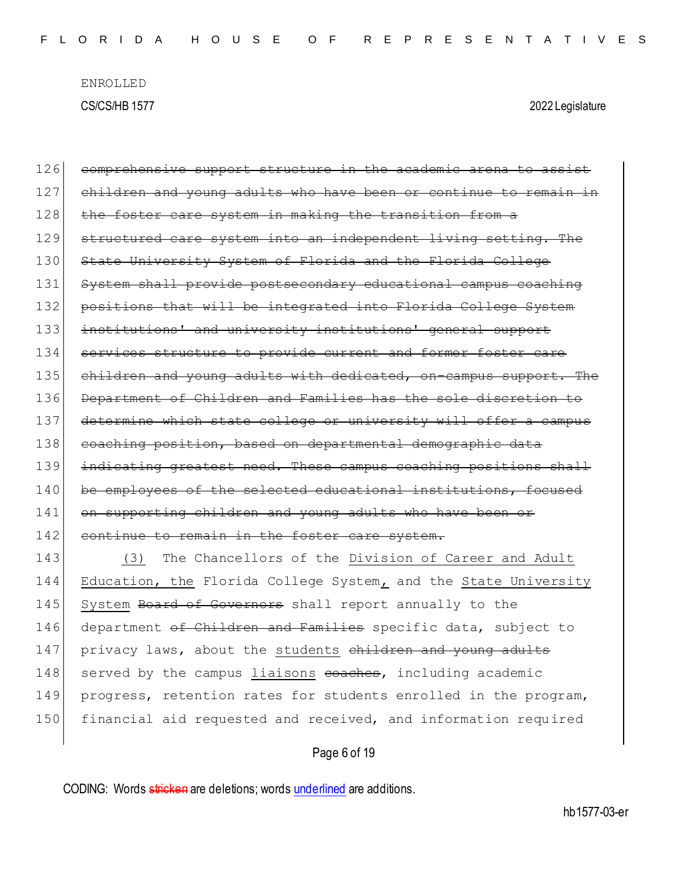ENROLLED

CS/CS/HB 1577 2022 Legislature

126 ~~comprehensive support structure in the academic arena to assist~~
127 ~~children and young adults who have been or continue to remain in~~
128 ~~the foster care system in making the transition from a~~
129 ~~structured care system into an independent living setting. The~~
130 ~~State University System of Florida and the Florida College~~
131 ~~System shall provide postsecondary educational campus coaching~~
132 ~~positions that will be integrated into Florida College System~~
133 ~~institutions' and university institutions' general support~~
134 ~~services structure to provide current and former foster care~~
135 ~~children and young adults with dedicated, on-campus support. The~~
136 ~~Department of Children and Families has the sole discretion to~~
137 ~~determine which state college or university will offer a campus~~
138 ~~coaching position, based on departmental demographic data~~
139 ~~indicating greatest need. These campus coaching positions shall~~
140 ~~be employees of the selected educational institutions, focused~~
141 ~~on supporting children and young adults who have been or~~
142 ~~continue to remain in the foster care system.~~
143 (3) The Chancellors of the <u>Division of Career and Adult</u>
144 <u>Education, the</u> Florida College System<u>,</u> and the <u>State University</u>
145 <u>System</u> ~~Board of Governors~~ shall report annually to the
146 department ~~of Children and Families~~ specific data, subject to
147 privacy laws, about the <u>students</u> ~~children and young adults~~
148 served by the campus <u>liaisons</u> ~~coaches~~, including academic
149 progress, retention rates for students enrolled in the program,
150 financial aid requested and received, and information required

CODING: Words ~~stricken~~ are deletions; words <u>underlined</u> are additions.

hb1577-03-er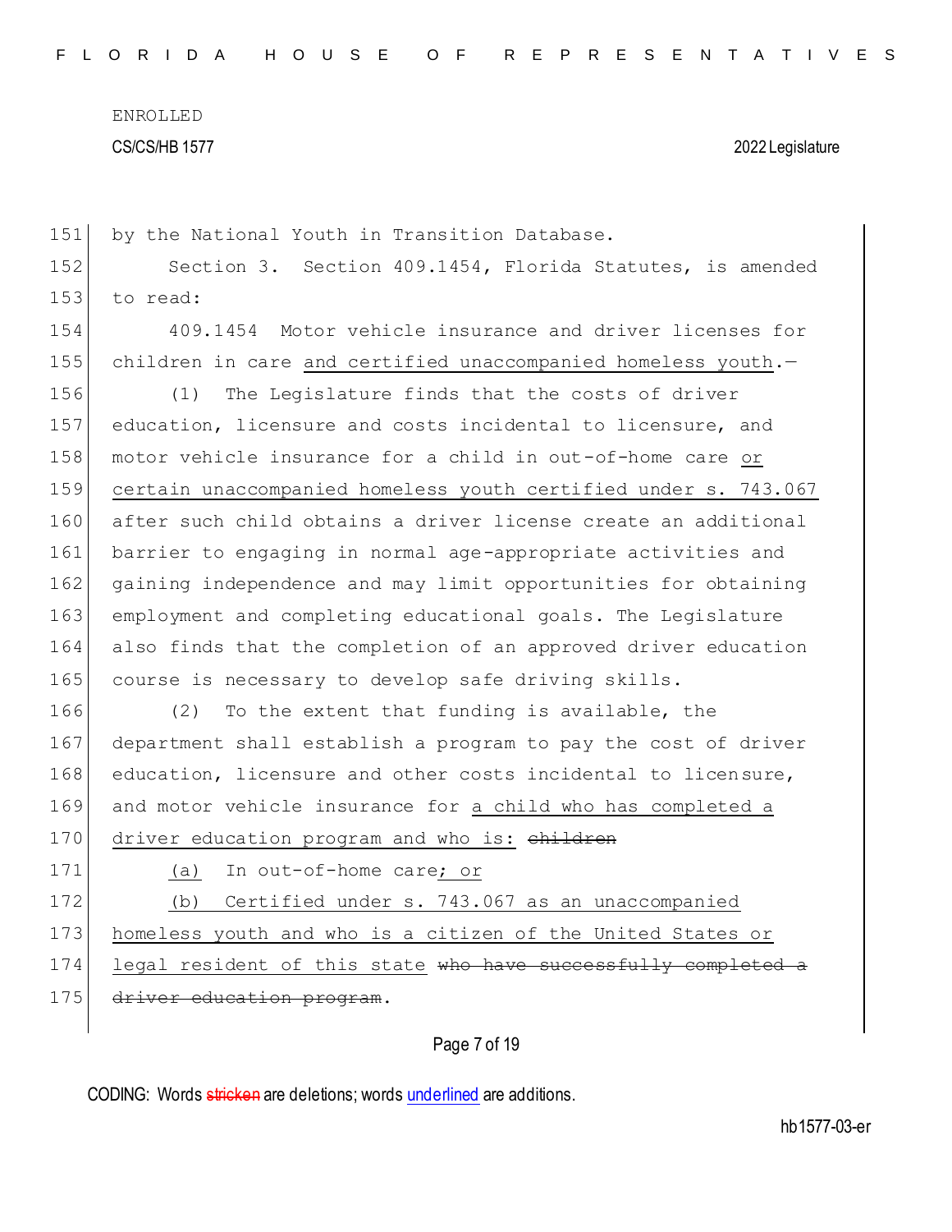by the National Youth in Transition Database.

Section 3. Section 409.1454, Florida Statutes, is amended to read:

409.1454 Motor vehicle insurance and driver licenses for children in care and certified unaccompanied homeless youth.—

(1) The Legislature finds that the costs of driver education, licensure and costs incidental to licensure, and motor vehicle insurance for a child in out-of-home care or certain unaccompanied homeless youth certified under s. 743.067 after such child obtains a driver license create an additional barrier to engaging in normal age-appropriate activities and gaining independence and may limit opportunities for obtaining employment and completing educational goals. The Legislature also finds that the completion of an approved driver education course is necessary to develop safe driving skills.

(2) To the extent that funding is available, the department shall establish a program to pay the cost of driver education, licensure and other costs incidental to licensure, and motor vehicle insurance for a child who has completed a driver education program and who is: ~~children~~

(a) In out-of-home care; or

(b) Certified under s. 743.067 as an unaccompanied homeless youth and who is a citizen of the United States or legal resident of this state ~~who have successfully completed a driver education program~~.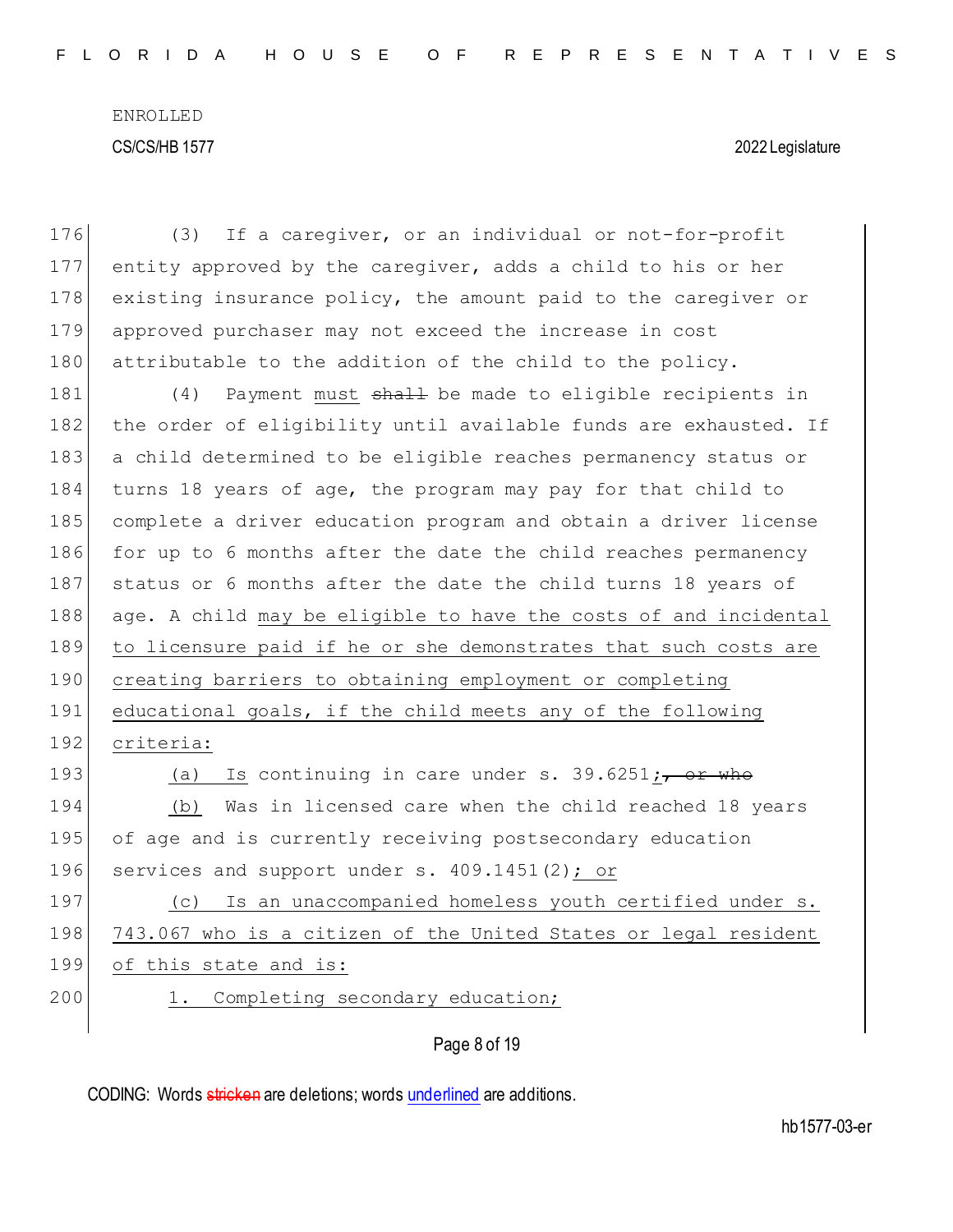(3) If a caregiver, or an individual or not-for-profit entity approved by the caregiver, adds a child to his or her existing insurance policy, the amount paid to the caregiver or approved purchaser may not exceed the increase in cost attributable to the addition of the child to the policy.

(4) Payment must ~~shall~~ be made to eligible recipients in the order of eligibility until available funds are exhausted. If a child determined to be eligible reaches permanency status or turns 18 years of age, the program may pay for that child to complete a driver education program and obtain a driver license for up to 6 months after the date the child reaches permanency status or 6 months after the date the child turns 18 years of age. A child may be eligible to have the costs of and incidental to licensure paid if he or she demonstrates that such costs are creating barriers to obtaining employment or completing educational goals, if the child meets any of the following criteria:

(a) Is continuing in care under s. 39.6251; ~~, or who~~

(b) Was in licensed care when the child reached 18 years of age and is currently receiving postsecondary education services and support under s. 409.1451(2); or

(c) Is an unaccompanied homeless youth certified under s. 743.067 who is a citizen of the United States or legal resident of this state and is:

1. Completing secondary education;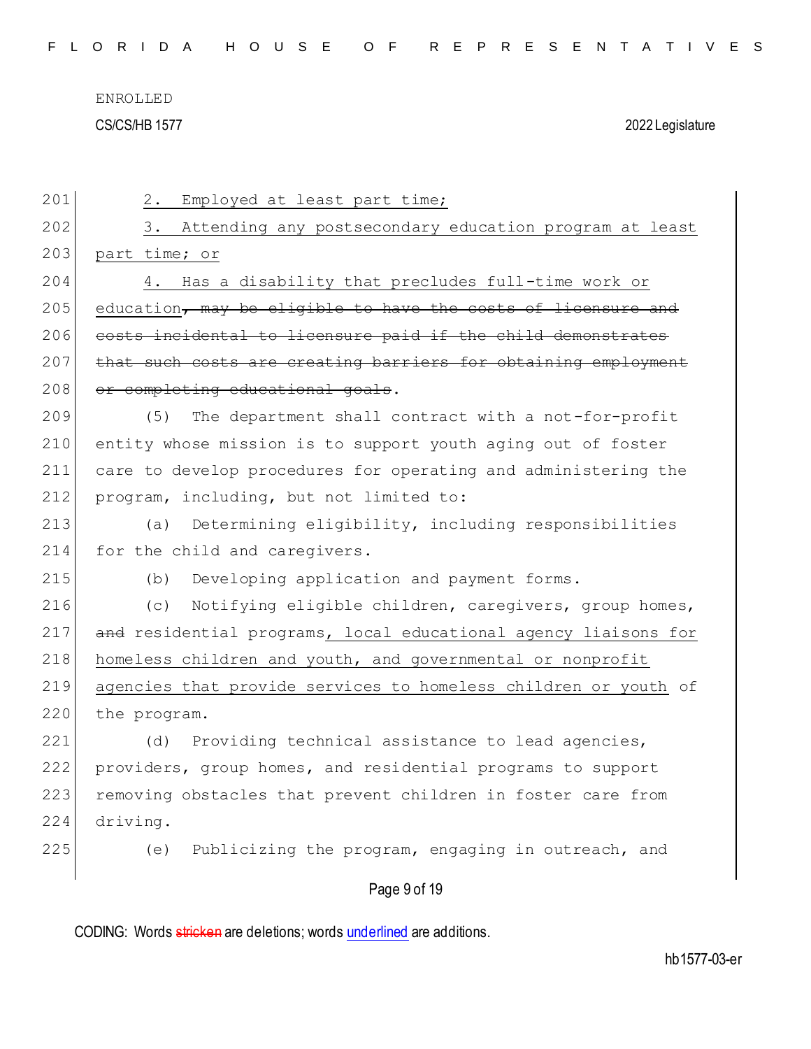2. Employed at least part time;

3. Attending any postsecondary education program at least part time; or

4. Has a disability that precludes full-time work or education~~, may be eligible to have the costs of licensure and costs incidental to licensure paid if the child demonstrates that such costs are creating barriers for obtaining employment or completing educational goals~~.

(5) The department shall contract with a not-for-profit entity whose mission is to support youth aging out of foster care to develop procedures for operating and administering the program, including, but not limited to:

(a) Determining eligibility, including responsibilities for the child and caregivers.

(b) Developing application and payment forms.

(c) Notifying eligible children, caregivers, group homes, ~~and~~ residential programs, local educational agency liaisons for homeless children and youth, and governmental or nonprofit agencies that provide services to homeless children or youth of the program.

(d) Providing technical assistance to lead agencies, providers, group homes, and residential programs to support removing obstacles that prevent children in foster care from driving.

(e) Publicizing the program, engaging in outreach, and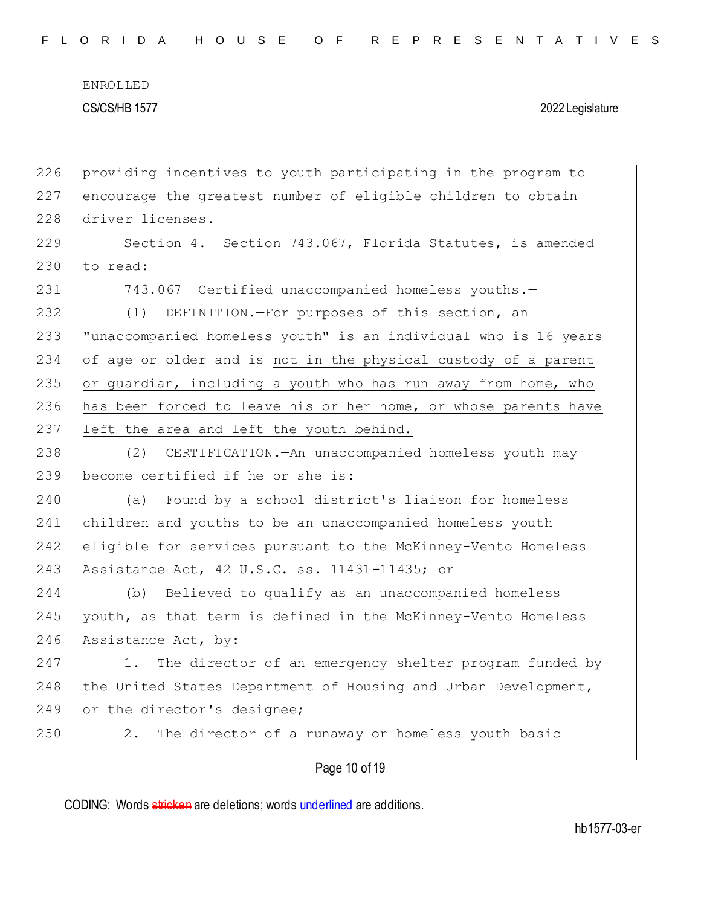providing incentives to youth participating in the program to encourage the greatest number of eligible children to obtain driver licenses.

Section 4. Section 743.067, Florida Statutes, is amended to read:

743.067 Certified unaccompanied homeless youths.—

(1) DEFINITION.—For purposes of this section, an "unaccompanied homeless youth" is an individual who is 16 years of age or older and is not in the physical custody of a parent or guardian, including a youth who has run away from home, who has been forced to leave his or her home, or whose parents have left the area and left the youth behind.

(2) CERTIFICATION.—An unaccompanied homeless youth may become certified if he or she is:

(a) Found by a school district's liaison for homeless children and youths to be an unaccompanied homeless youth eligible for services pursuant to the McKinney-Vento Homeless Assistance Act, 42 U.S.C. ss. 11431-11435; or

(b) Believed to qualify as an unaccompanied homeless youth, as that term is defined in the McKinney-Vento Homeless Assistance Act, by:

1. The director of an emergency shelter program funded by the United States Department of Housing and Urban Development, or the director's designee;

2. The director of a runaway or homeless youth basic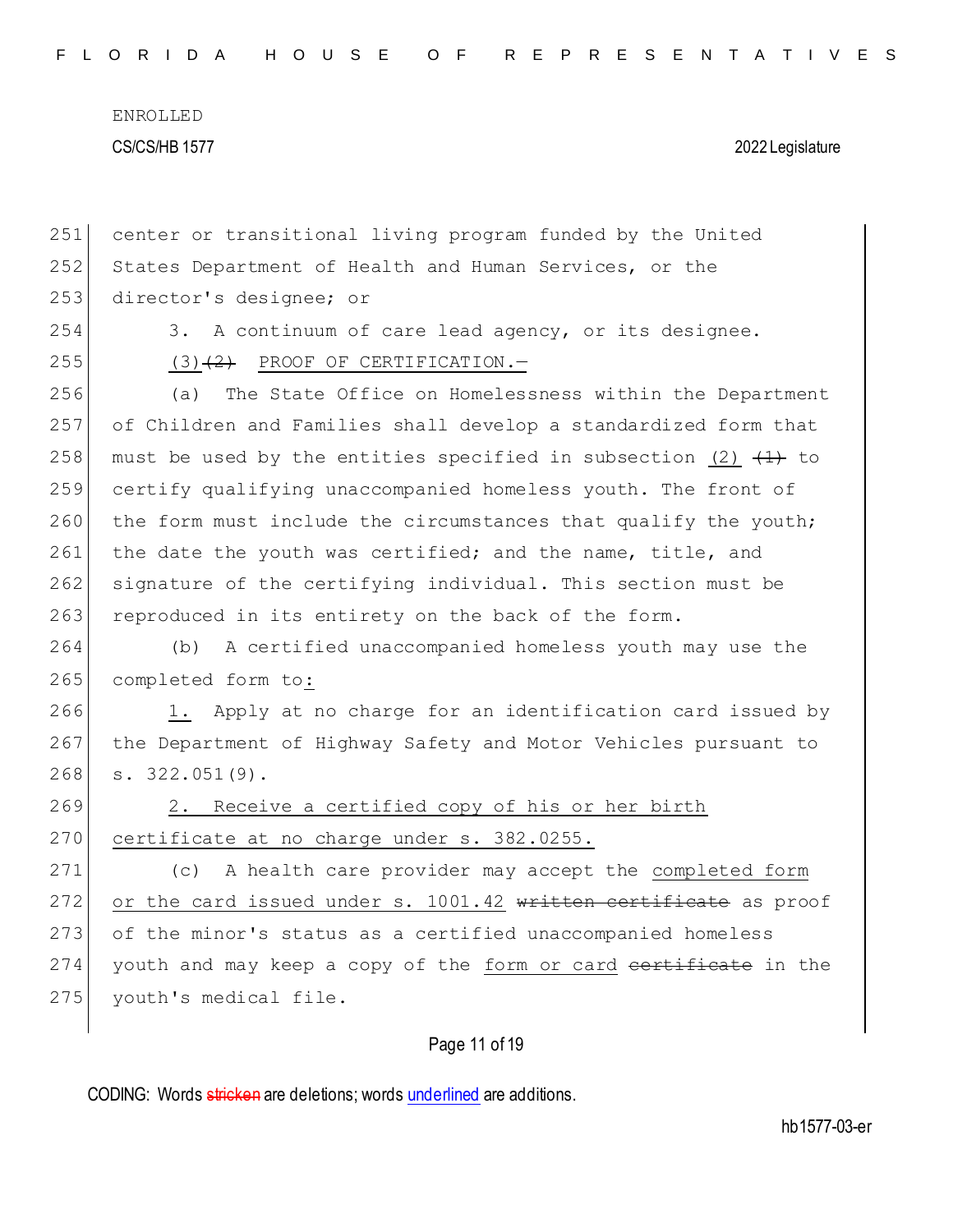center or transitional living program funded by the United States Department of Health and Human Services, or the director's designee; or

3. A continuum of care lead agency, or its designee.

(3)~~(2)~~ PROOF OF CERTIFICATION.—

(a) The State Office on Homelessness within the Department of Children and Families shall develop a standardized form that must be used by the entities specified in subsection (2) ~~(1)~~ to certify qualifying unaccompanied homeless youth. The front of the form must include the circumstances that qualify the youth; the date the youth was certified; and the name, title, and signature of the certifying individual. This section must be reproduced in its entirety on the back of the form.

(b) A certified unaccompanied homeless youth may use the completed form to:

1. Apply at no charge for an identification card issued by the Department of Highway Safety and Motor Vehicles pursuant to s. 322.051(9).

2. Receive a certified copy of his or her birth certificate at no charge under s. 382.0255.

(c) A health care provider may accept the completed form or the card issued under s. 1001.42 ~~written certificate~~ as proof of the minor's status as a certified unaccompanied homeless youth and may keep a copy of the form or card ~~certificate~~ in the youth's medical file.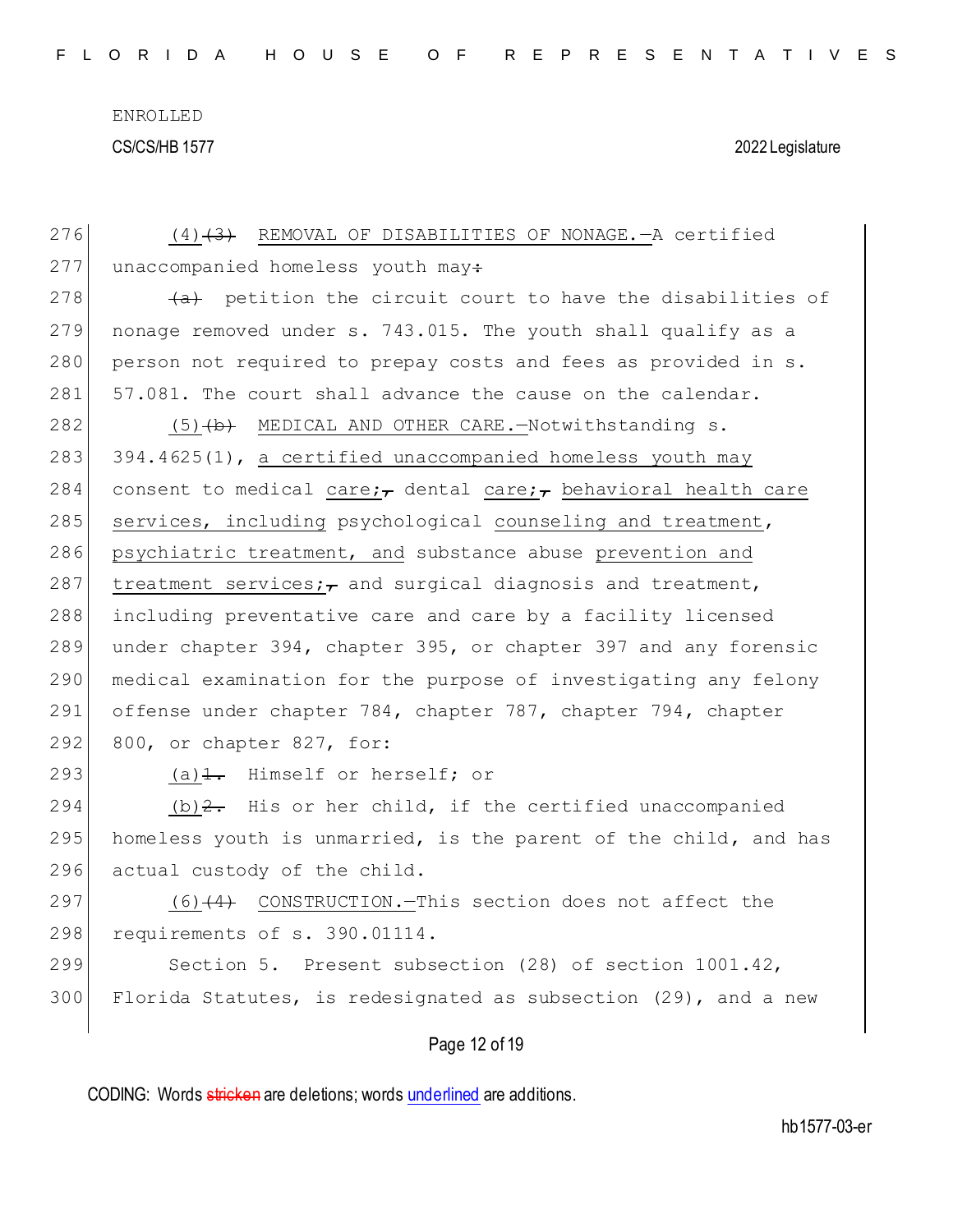(4) ~~(3)~~ REMOVAL OF DISABILITIES OF NONAGE.—A certified unaccompanied homeless youth may~~:~~

~~(a)~~ petition the circuit court to have the disabilities of nonage removed under s. 743.015. The youth shall qualify as a person not required to prepay costs and fees as provided in s. 57.081. The court shall advance the cause on the calendar.

(5) ~~(b)~~ MEDICAL AND OTHER CARE.—Notwithstanding s. 394.4625(1), a certified unaccompanied homeless youth may consent to medical care; ~~,~~ dental care; ~~,~~ behavioral health care services, including psychological counseling and treatment, psychiatric treatment, and substance abuse prevention and treatment services; ~~,~~ and surgical diagnosis and treatment, including preventative care and care by a facility licensed under chapter 394, chapter 395, or chapter 397 and any forensic medical examination for the purpose of investigating any felony offense under chapter 784, chapter 787, chapter 794, chapter 800, or chapter 827, for:

(a) ~~1.~~ Himself or herself; or

(b) ~~2.~~ His or her child, if the certified unaccompanied homeless youth is unmarried, is the parent of the child, and has actual custody of the child.

(6) ~~(4)~~ CONSTRUCTION.—This section does not affect the requirements of s. 390.01114.

Section 5. Present subsection (28) of section 1001.42, Florida Statutes, is redesignated as subsection (29), and a new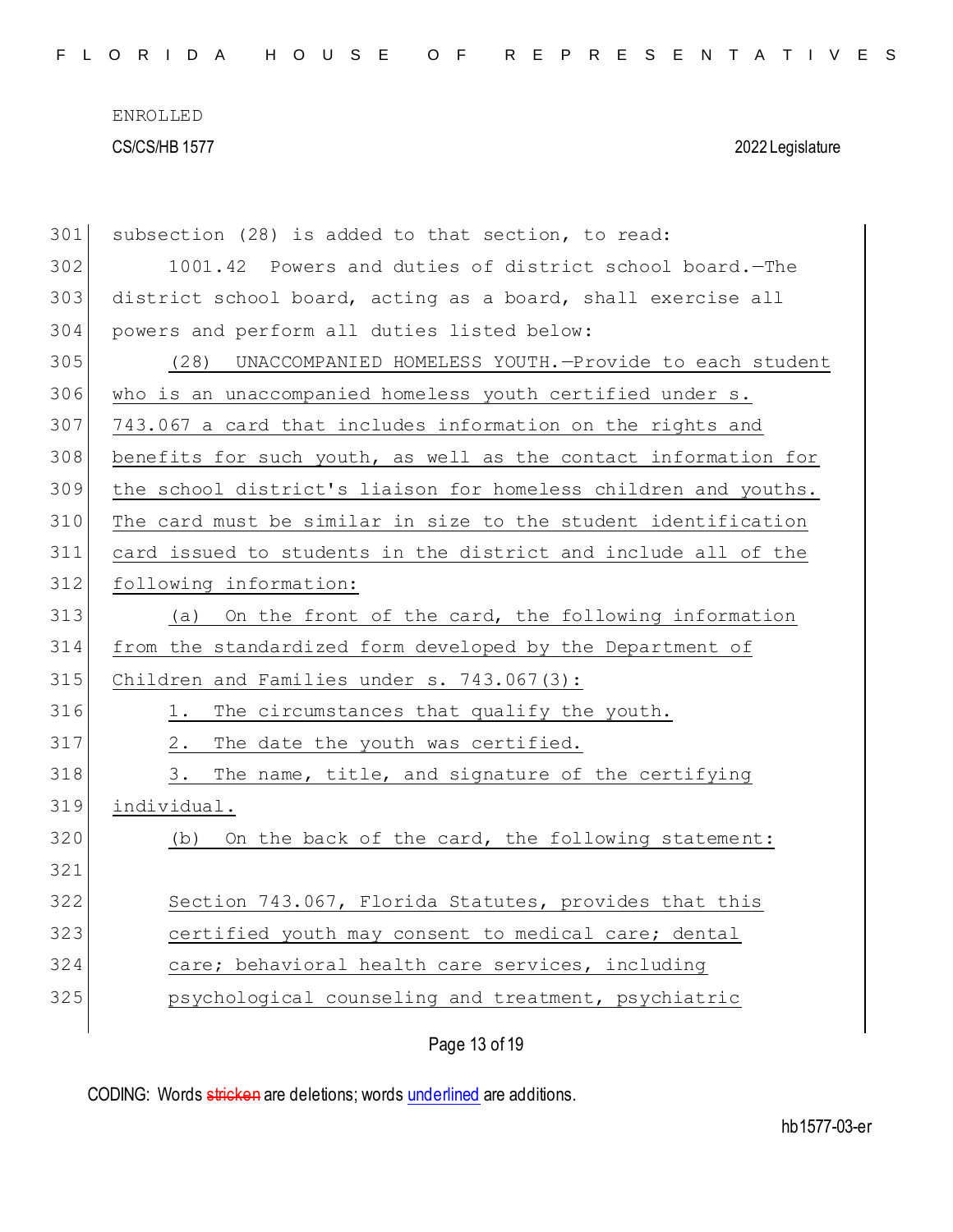subsection (28) is added to that section, to read:

1001.42 Powers and duties of district school board.—The district school board, acting as a board, shall exercise all powers and perform all duties listed below:

(28) UNACCOMPANIED HOMELESS YOUTH.—Provide to each student who is an unaccompanied homeless youth certified under s. 743.067 a card that includes information on the rights and benefits for such youth, as well as the contact information for the school district's liaison for homeless children and youths. The card must be similar in size to the student identification card issued to students in the district and include all of the following information:

(a) On the front of the card, the following information from the standardized form developed by the Department of Children and Families under s. 743.067(3):

1. The circumstances that qualify the youth.

2. The date the youth was certified.

3. The name, title, and signature of the certifying individual.

(b) On the back of the card, the following statement:

> Section 743.067, Florida Statutes, provides that this certified youth may consent to medical care; dental care; behavioral health care services, including psychological counseling and treatment, psychiatric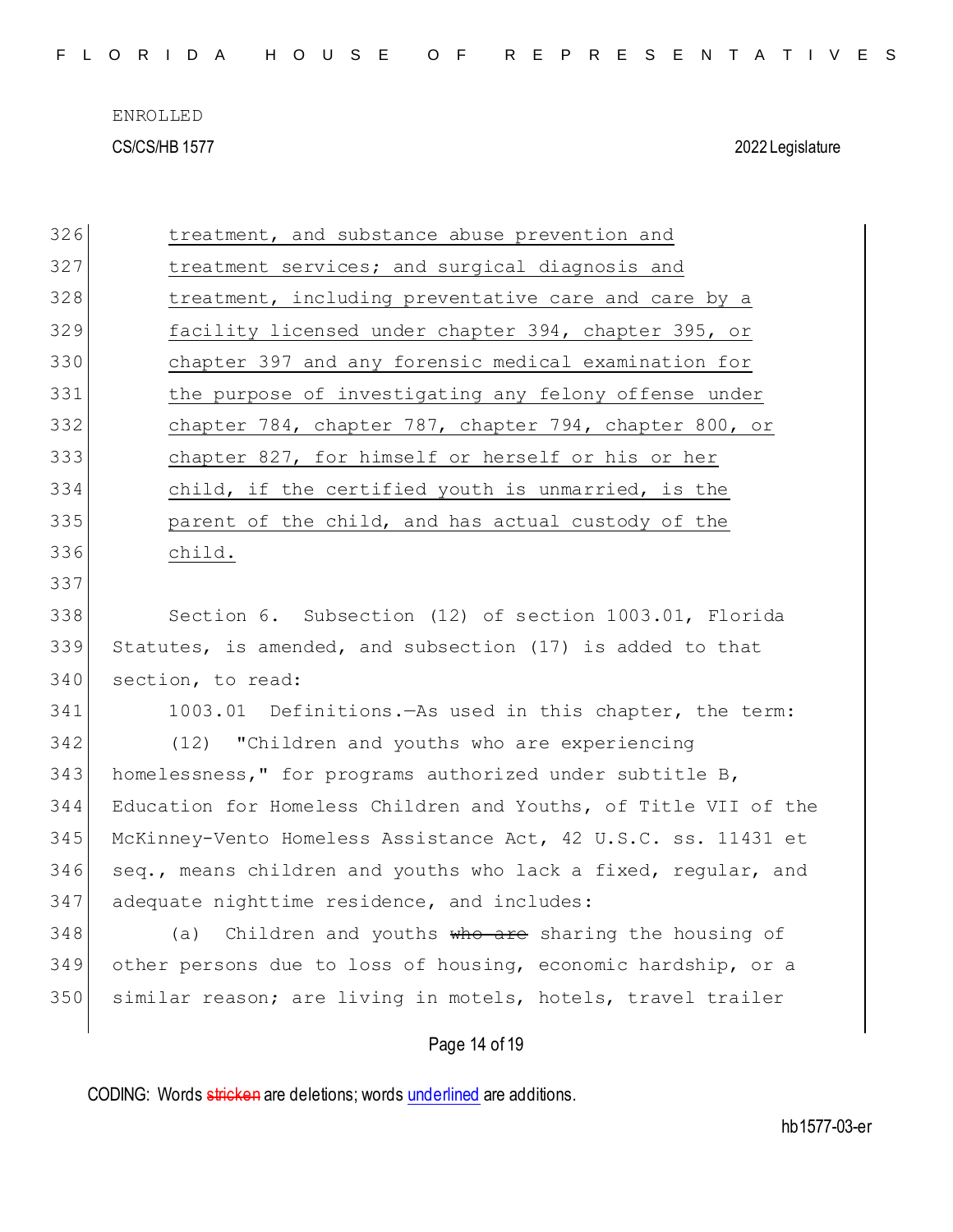treatment, and substance abuse prevention and treatment services; and surgical diagnosis and treatment, including preventative care and care by a facility licensed under chapter 394, chapter 395, or chapter 397 and any forensic medical examination for the purpose of investigating any felony offense under chapter 784, chapter 787, chapter 794, chapter 800, or chapter 827, for himself or herself or his or her child, if the certified youth is unmarried, is the parent of the child, and has actual custody of the child.

Section 6. Subsection (12) of section 1003.01, Florida Statutes, is amended, and subsection (17) is added to that section, to read:

1003.01 Definitions.—As used in this chapter, the term:

(12) "Children and youths who are experiencing homelessness," for programs authorized under subtitle B, Education for Homeless Children and Youths, of Title VII of the McKinney-Vento Homeless Assistance Act, 42 U.S.C. ss. 11431 et seq., means children and youths who lack a fixed, regular, and adequate nighttime residence, and includes:

(a) Children and youths ~~who are~~ sharing the housing of other persons due to loss of housing, economic hardship, or a similar reason; are living in motels, hotels, travel trailer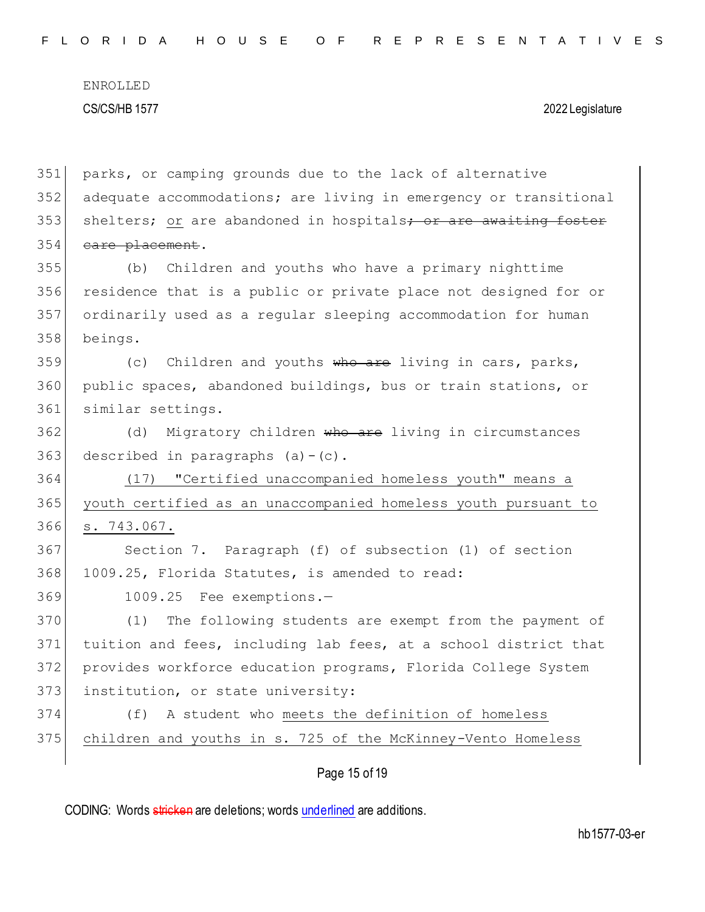parks, or camping grounds due to the lack of alternative adequate accommodations; are living in emergency or transitional shelters; <u>or</u> are abandoned in hospitals~~; or are awaiting foster care placement~~.

(b) Children and youths who have a primary nighttime residence that is a public or private place not designed for or ordinarily used as a regular sleeping accommodation for human beings.

(c) Children and youths ~~who are~~ living in cars, parks, public spaces, abandoned buildings, bus or train stations, or similar settings.

(d) Migratory children ~~who are~~ living in circumstances described in paragraphs (a)-(c).

<u>(17) "Certified unaccompanied homeless youth" means a youth certified as an unaccompanied homeless youth pursuant to s. 743.067.</u>

Section 7. Paragraph (f) of subsection (1) of section 1009.25, Florida Statutes, is amended to read:

1009.25 Fee exemptions.—

(1) The following students are exempt from the payment of tuition and fees, including lab fees, at a school district that provides workforce education programs, Florida College System institution, or state university:

(f) A student who <u>meets the definition of homeless children and youths in s. 725 of the McKinney-Vento Homeless</u>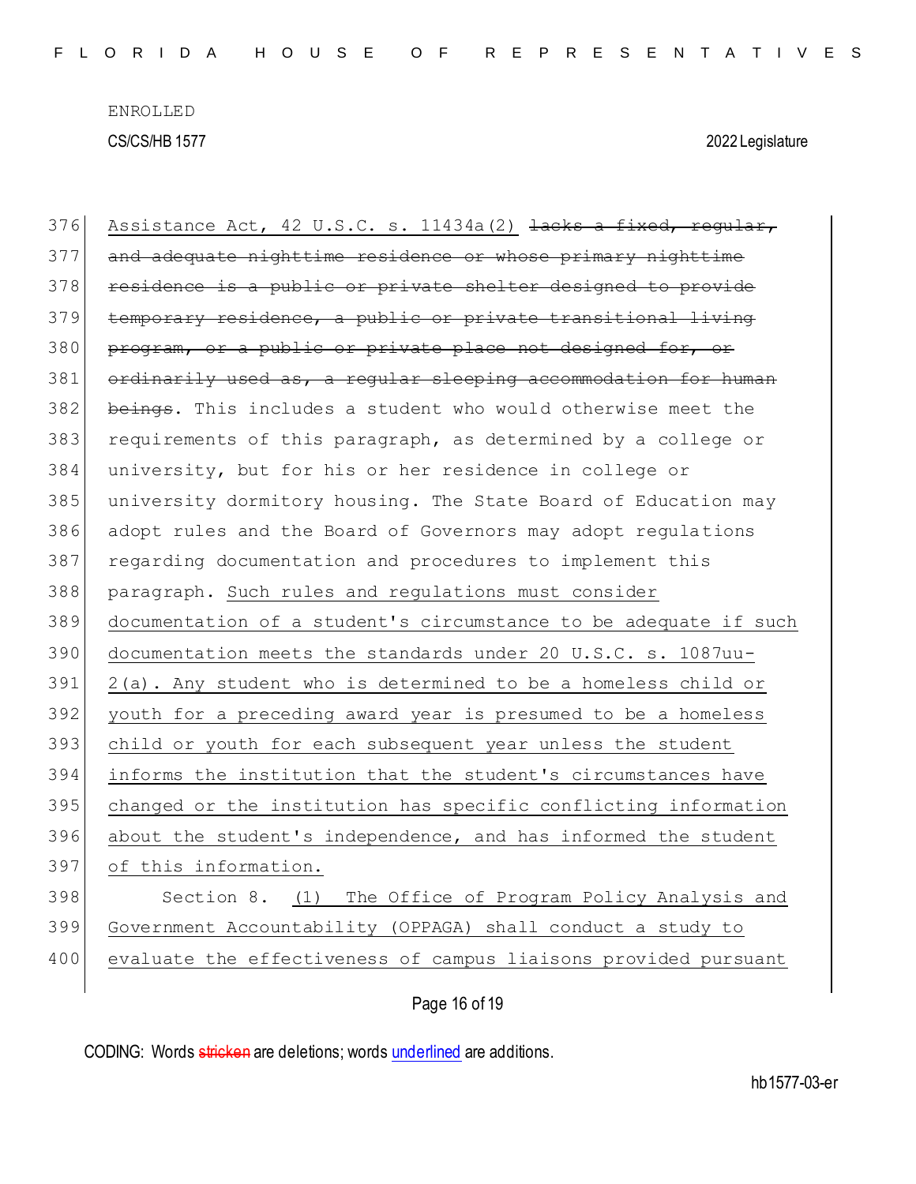Assistance Act, 42 U.S.C. s. 11434a(2) ~~lacks a fixed, regular, and adequate nighttime residence or whose primary nighttime residence is a public or private shelter designed to provide temporary residence, a public or private transitional living program, or a public or private place not designed for, or ordinarily used as, a regular sleeping accommodation for human beings~~. This includes a student who would otherwise meet the requirements of this paragraph, as determined by a college or university, but for his or her residence in college or university dormitory housing. The State Board of Education may adopt rules and the Board of Governors may adopt regulations regarding documentation and procedures to implement this paragraph. <u>Such rules and regulations must consider documentation of a student's circumstance to be adequate if such documentation meets the standards under 20 U.S.C. s. 1087uu-2(a). Any student who is determined to be a homeless child or youth for a preceding award year is presumed to be a homeless child or youth for each subsequent year unless the student informs the institution that the student's circumstances have changed or the institution has specific conflicting information about the student's independence, and has informed the student of this information.</u>

Section 8. <u>(1) The Office of Program Policy Analysis and Government Accountability (OPPAGA) shall conduct a study to evaluate the effectiveness of campus liaisons provided pursuant</u>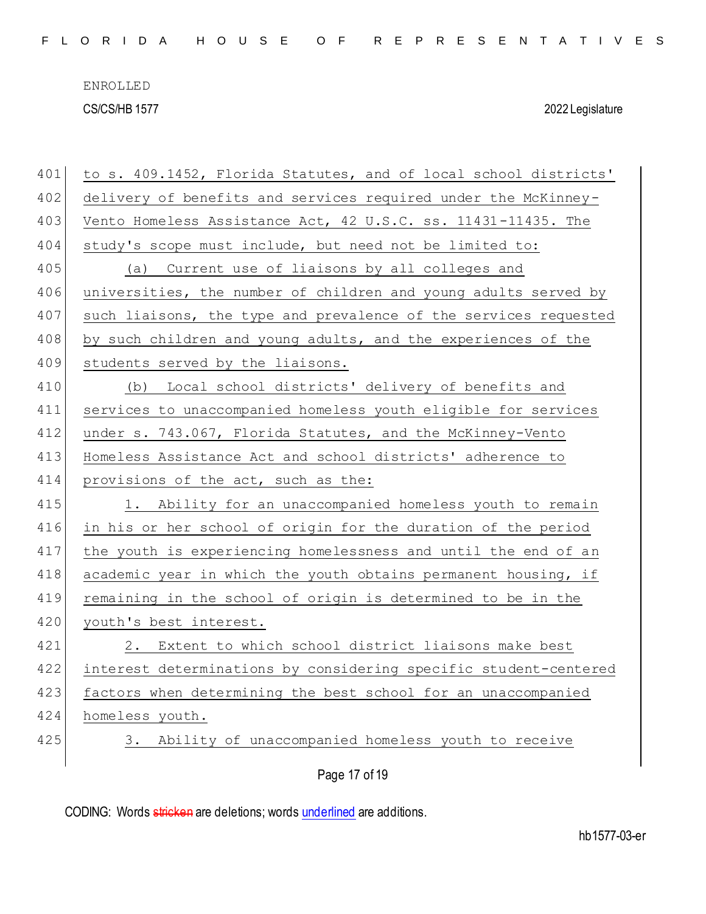to s. 409.1452, Florida Statutes, and of local school districts' delivery of benefits and services required under the McKinney-Vento Homeless Assistance Act, 42 U.S.C. ss. 11431-11435. The study's scope must include, but need not be limited to:

(a) Current use of liaisons by all colleges and universities, the number of children and young adults served by such liaisons, the type and prevalence of the services requested by such children and young adults, and the experiences of the students served by the liaisons.

(b) Local school districts' delivery of benefits and services to unaccompanied homeless youth eligible for services under s. 743.067, Florida Statutes, and the McKinney-Vento Homeless Assistance Act and school districts' adherence to provisions of the act, such as the:

1. Ability for an unaccompanied homeless youth to remain in his or her school of origin for the duration of the period the youth is experiencing homelessness and until the end of an academic year in which the youth obtains permanent housing, if remaining in the school of origin is determined to be in the youth's best interest.

2. Extent to which school district liaisons make best interest determinations by considering specific student-centered factors when determining the best school for an unaccompanied homeless youth.

3. Ability of unaccompanied homeless youth to receive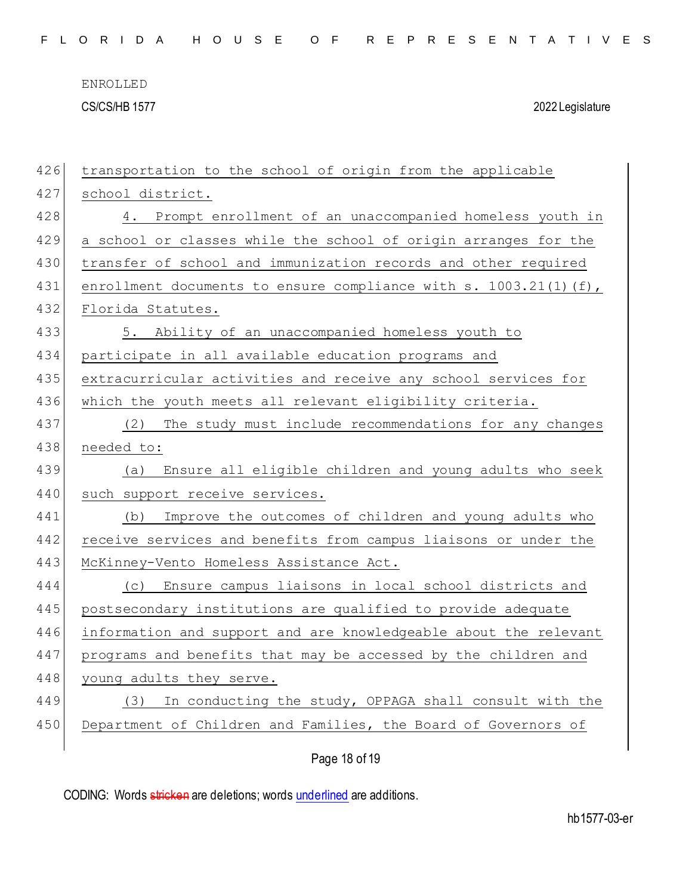transportation to the school of origin from the applicable school district.

4. Prompt enrollment of an unaccompanied homeless youth in a school or classes while the school of origin arranges for the transfer of school and immunization records and other required enrollment documents to ensure compliance with s. 1003.21(1)(f), Florida Statutes.

5. Ability of an unaccompanied homeless youth to participate in all available education programs and extracurricular activities and receive any school services for which the youth meets all relevant eligibility criteria.

(2) The study must include recommendations for any changes needed to:

(a) Ensure all eligible children and young adults who seek such support receive services.

(b) Improve the outcomes of children and young adults who receive services and benefits from campus liaisons or under the McKinney-Vento Homeless Assistance Act.

(c) Ensure campus liaisons in local school districts and postsecondary institutions are qualified to provide adequate information and support and are knowledgeable about the relevant programs and benefits that may be accessed by the children and young adults they serve.

(3) In conducting the study, OPPAGA shall consult with the Department of Children and Families, the Board of Governors of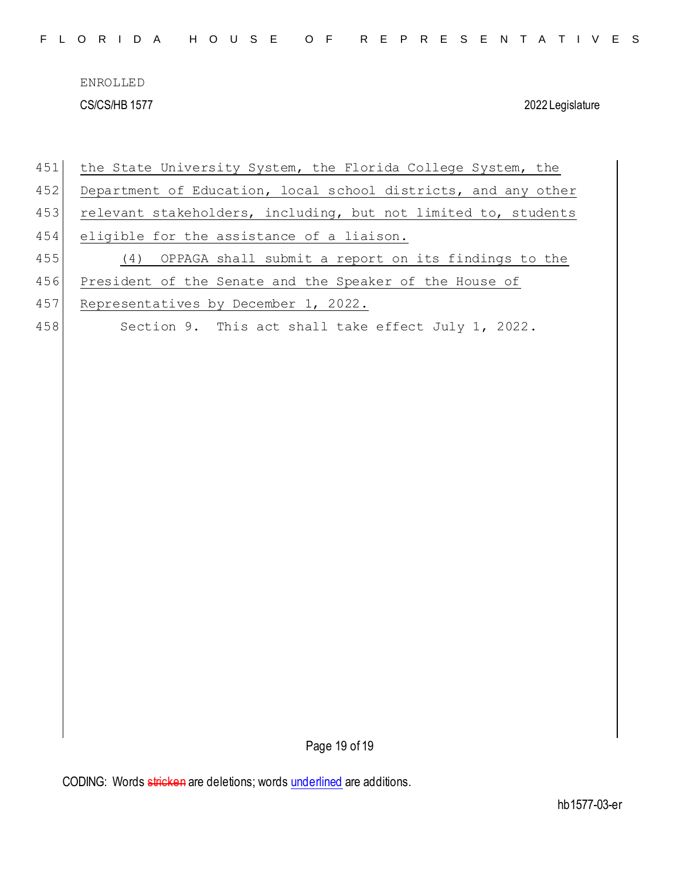ENROLLED

CS/CS/HB 1577 2022 Legislature

451 the State University System, the Florida College System, the
452 Department of Education, local school districts, and any other
453 relevant stakeholders, including, but not limited to, students
454 eligible for the assistance of a liaison.

455 (4) OPPAGA shall submit a report on its findings to the
456 President of the Senate and the Speaker of the House of
457 Representatives by December 1, 2022.

458 Section 9. This act shall take effect July 1, 2022.

CODING: Words stricken are deletions; words underlined are additions.

hb1577-03-er